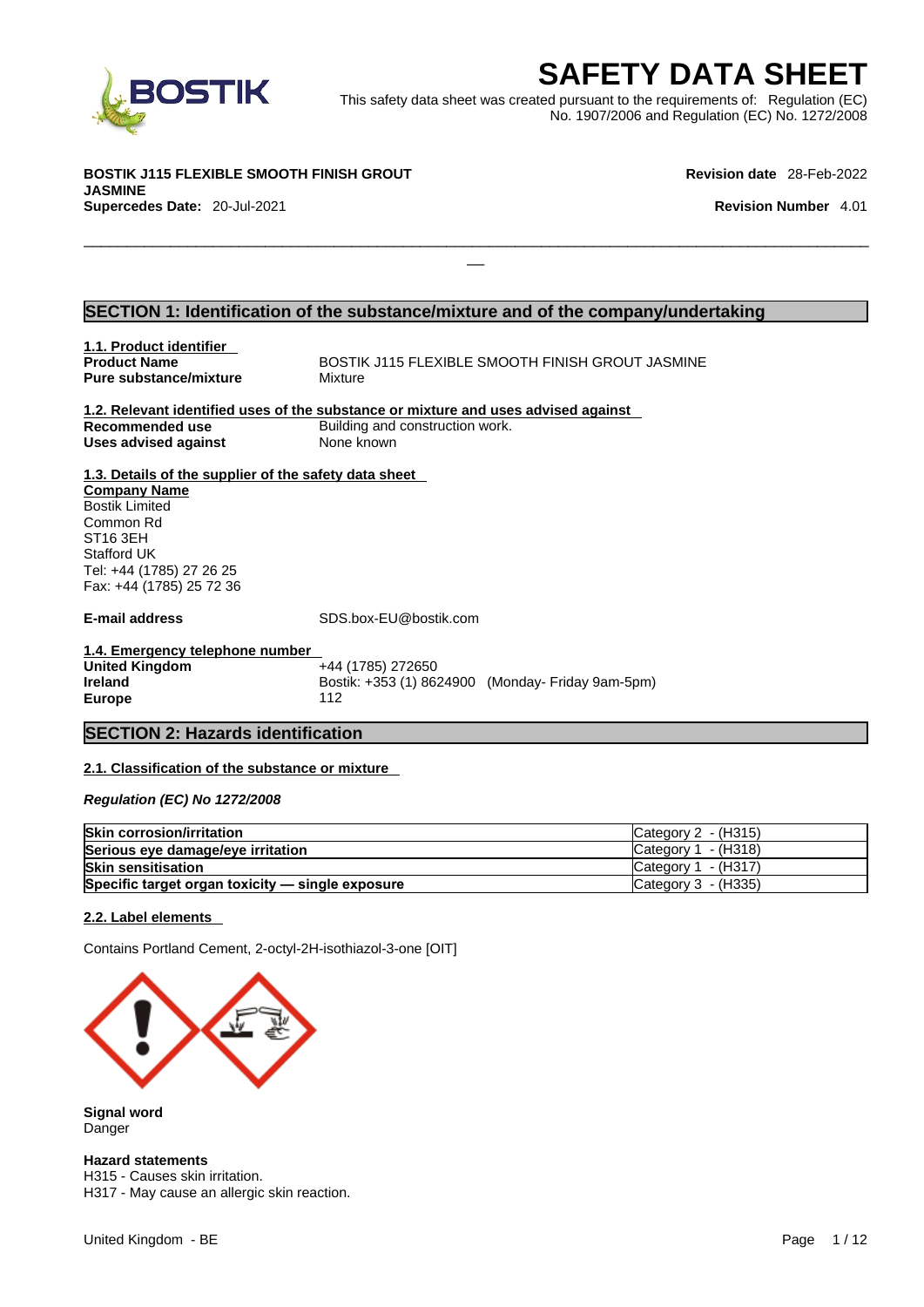# SAFETY DATA SHEET

This safety data sheet was created pursuant to the requirements of: Regulation (EC) No. 1907/2006 and Regulation (EC) No. 1272/2008

**BOSTIK J115 FLEXIBLE SMOOTH FINISH GROUT JASMINE**
**Supercedes Date:** 20-Jul-2021

**Revision date** 28-Feb-2022
**Revision Number** 4.01

## SECTION 1: Identification of the substance/mixture and of the company/undertaking

### 1.1. Product identifier

**Product Name** BOSTIK J115 FLEXIBLE SMOOTH FINISH GROUT JASMINE
**Pure substance/mixture** Mixture

### 1.2. Relevant identified uses of the substance or mixture and uses advised against

**Recommended use** Building and construction work.
**Uses advised against** None known

### 1.3. Details of the supplier of the safety data sheet

**Company Name**
Bostik Limited
Common Rd
ST16 3EH
Stafford UK
Tel: +44 (1785) 27 26 25
Fax: +44 (1785) 25 72 36

**E-mail address** SDS.box-EU@bostik.com

### 1.4. Emergency telephone number

**United Kingdom** +44 (1785) 272650
**Ireland** Bostik: +353 (1) 8624900 (Monday- Friday 9am-5pm)
**Europe** 112

## SECTION 2: Hazards identification

### 2.1. Classification of the substance or mixture

*Regulation (EC) No 1272/2008*

| | |
|---|---|
| **Skin corrosion/irritation** | Category 2 - (H315) |
| **Serious eye damage/eye irritation** | Category 1 - (H318) |
| **Skin sensitisation** | Category 1 - (H317) |
| **Specific target organ toxicity — single exposure** | Category 3 - (H335) |

### 2.2. Label elements

Contains Portland Cement, 2-octyl-2H-isothiazol-3-one [OIT]

**Signal word**
Danger

**Hazard statements**
H315 - Causes skin irritation.
H317 - May cause an allergic skin reaction.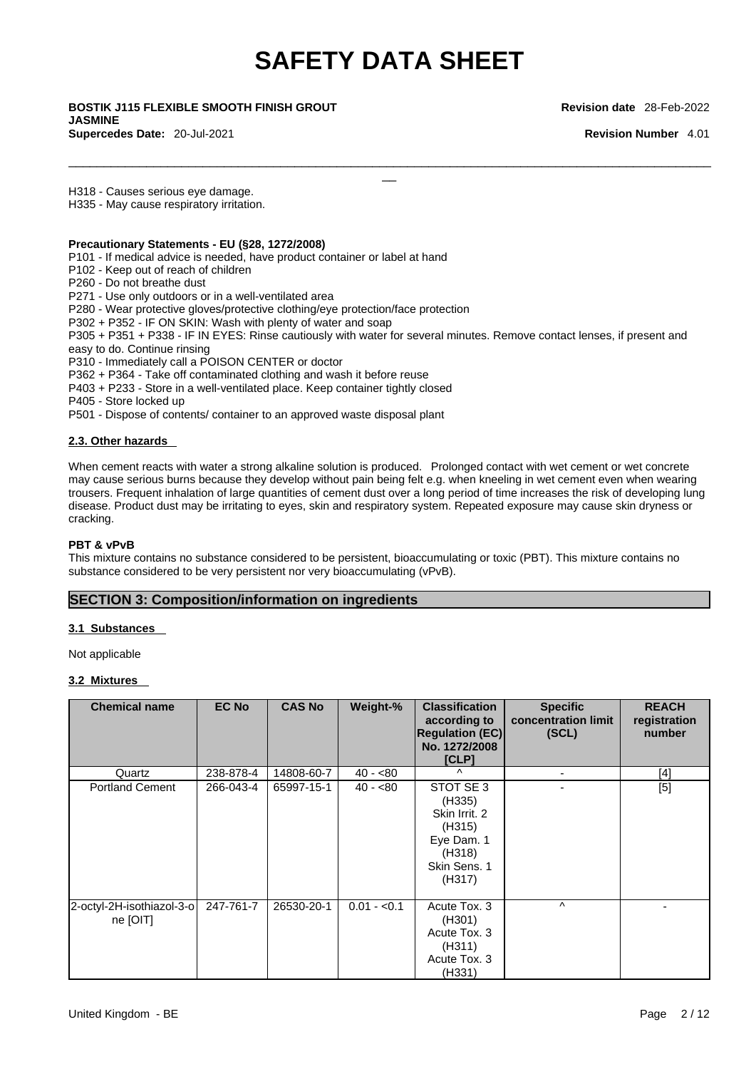H318 - Causes serious eye damage.
H335 - May cause respiratory irritation.

**Precautionary Statements - EU (§28, 1272/2008)**

P101 - If medical advice is needed, have product container or label at hand
P102 - Keep out of reach of children
P260 - Do not breathe dust
P271 - Use only outdoors or in a well-ventilated area
P280 - Wear protective gloves/protective clothing/eye protection/face protection
P302 + P352 - IF ON SKIN: Wash with plenty of water and soap
P305 + P351 + P338 - IF IN EYES: Rinse cautiously with water for several minutes. Remove contact lenses, if present and easy to do. Continue rinsing
P310 - Immediately call a POISON CENTER or doctor
P362 + P364 - Take off contaminated clothing and wash it before reuse
P403 + P233 - Store in a well-ventilated place. Keep container tightly closed
P405 - Store locked up
P501 - Dispose of contents/ container to an approved waste disposal plant

### 2.3. Other hazards

When cement reacts with water a strong alkaline solution is produced. Prolonged contact with wet cement or wet concrete may cause serious burns because they develop without pain being felt e.g. when kneeling in wet cement even when wearing trousers. Frequent inhalation of large quantities of cement dust over a long period of time increases the risk of developing lung disease. Product dust may be irritating to eyes, skin and respiratory system. Repeated exposure may cause skin dryness or cracking.

**PBT & vPvB**

This mixture contains no substance considered to be persistent, bioaccumulating or toxic (PBT). This mixture contains no substance considered to be very persistent nor very bioaccumulating (vPvB).

## SECTION 3: Composition/information on ingredients

### 3.1 Substances

Not applicable

### 3.2 Mixtures

| Chemical name | EC No | CAS No | Weight-% | Classification according to Regulation (EC) No. 1272/2008 [CLP] | Specific concentration limit (SCL) | REACH registration number |
|---|---|---|---|---|---|---|
| Quartz | 238-878-4 | 14808-60-7 | 40 - <80 | ^ | - | [4] |
| Portland Cement | 266-043-4 | 65997-15-1 | 40 - <80 | STOT SE 3 (H335) Skin Irrit. 2 (H315) Eye Dam. 1 (H318) Skin Sens. 1 (H317) | - | [5] |
| 2-octyl-2H-isothiazol-3-one [OIT] | 247-761-7 | 26530-20-1 | 0.01 - <0.1 | Acute Tox. 3 (H301) Acute Tox. 3 (H311) Acute Tox. 3 (H331) | ^ | - |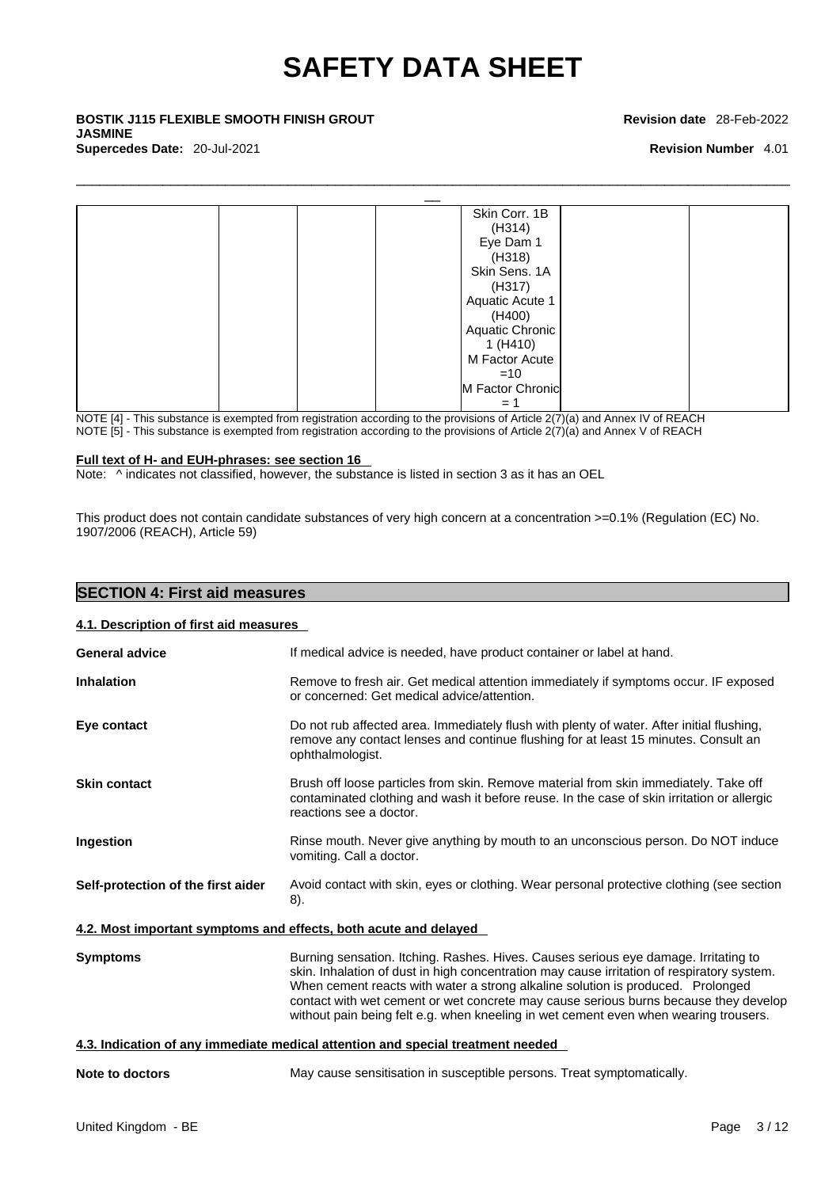| | | | | Skin Corr. 1B (H314) Eye Dam 1 (H318) Skin Sens. 1A (H317) Aquatic Acute 1 (H400) Aquatic Chronic 1 (H410) M Factor Acute =10 M Factor Chronic = 1 | | |
|---|---|---|---|---|---|---|

NOTE [4] - This substance is exempted from registration according to the provisions of Article 2(7)(a) and Annex IV of REACH
NOTE [5] - This substance is exempted from registration according to the provisions of Article 2(7)(a) and Annex V of REACH

**Full text of H- and EUH-phrases: see section 16**

Note: ^ indicates not classified, however, the substance is listed in section 3 as it has an OEL

This product does not contain candidate substances of very high concern at a concentration >=0.1% (Regulation (EC) No. 1907/2006 (REACH), Article 59)

## SECTION 4: First aid measures

### 4.1. Description of first aid measures

**General advice**
If medical advice is needed, have product container or label at hand.

**Inhalation**
Remove to fresh air. Get medical attention immediately if symptoms occur. IF exposed or concerned: Get medical advice/attention.

**Eye contact**
Do not rub affected area. Immediately flush with plenty of water. After initial flushing, remove any contact lenses and continue flushing for at least 15 minutes. Consult an ophthalmologist.

**Skin contact**
Brush off loose particles from skin. Remove material from skin immediately. Take off contaminated clothing and wash it before reuse. In the case of skin irritation or allergic reactions see a doctor.

**Ingestion**
Rinse mouth. Never give anything by mouth to an unconscious person. Do NOT induce vomiting. Call a doctor.

**Self-protection of the first aider**
Avoid contact with skin, eyes or clothing. Wear personal protective clothing (see section 8).

### 4.2. Most important symptoms and effects, both acute and delayed

**Symptoms**
Burning sensation. Itching. Rashes. Hives. Causes serious eye damage. Irritating to skin. Inhalation of dust in high concentration may cause irritation of respiratory system. When cement reacts with water a strong alkaline solution is produced. Prolonged contact with wet cement or wet concrete may cause serious burns because they develop without pain being felt e.g. when kneeling in wet cement even when wearing trousers.

### 4.3. Indication of any immediate medical attention and special treatment needed

**Note to doctors**
May cause sensitisation in susceptible persons. Treat symptomatically.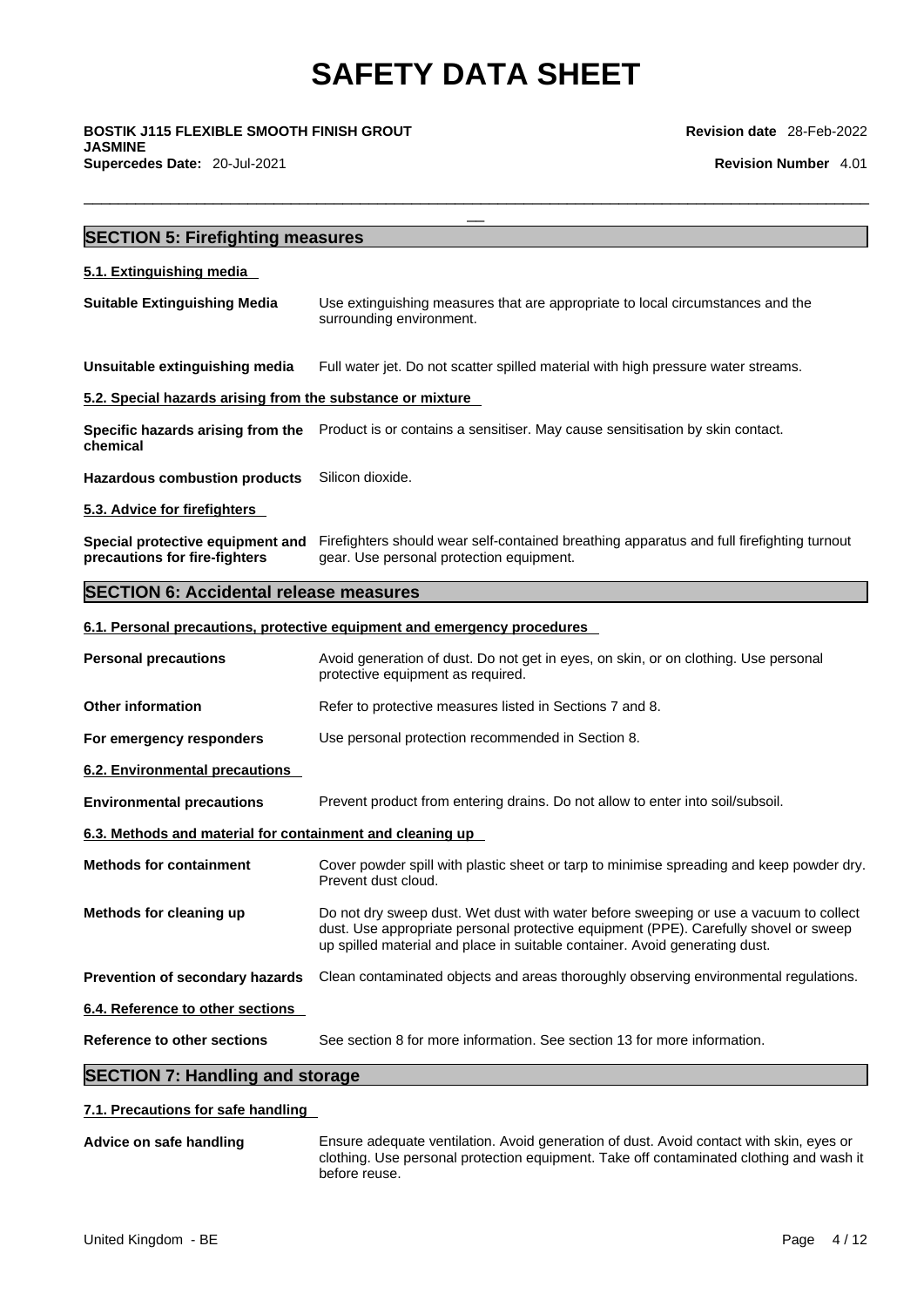## SECTION 5: Firefighting measures

### 5.1. Extinguishing media

| | |
|---|---|
| **Suitable Extinguishing Media** | Use extinguishing measures that are appropriate to local circumstances and the surrounding environment. |
| **Unsuitable extinguishing media** | Full water jet. Do not scatter spilled material with high pressure water streams. |

### 5.2. Special hazards arising from the substance or mixture

| | |
|---|---|
| **Specific hazards arising from the chemical** | Product is or contains a sensitiser. May cause sensitisation by skin contact. |
| **Hazardous combustion products** | Silicon dioxide. |

### 5.3. Advice for firefighters

| | |
|---|---|
| **Special protective equipment and precautions for fire-fighters** | Firefighters should wear self-contained breathing apparatus and full firefighting turnout gear. Use personal protection equipment. |

## SECTION 6: Accidental release measures

### 6.1. Personal precautions, protective equipment and emergency procedures

| | |
|---|---|
| **Personal precautions** | Avoid generation of dust. Do not get in eyes, on skin, or on clothing. Use personal protective equipment as required. |
| **Other information** | Refer to protective measures listed in Sections 7 and 8. |
| **For emergency responders** | Use personal protection recommended in Section 8. |

### 6.2. Environmental precautions

| | |
|---|---|
| **Environmental precautions** | Prevent product from entering drains. Do not allow to enter into soil/subsoil. |

### 6.3. Methods and material for containment and cleaning up

| | |
|---|---|
| **Methods for containment** | Cover powder spill with plastic sheet or tarp to minimise spreading and keep powder dry. Prevent dust cloud. |
| **Methods for cleaning up** | Do not dry sweep dust. Wet dust with water before sweeping or use a vacuum to collect dust. Use appropriate personal protective equipment (PPE). Carefully shovel or sweep up spilled material and place in suitable container. Avoid generating dust. |
| **Prevention of secondary hazards** | Clean contaminated objects and areas thoroughly observing environmental regulations. |

### 6.4. Reference to other sections

| | |
|---|---|
| **Reference to other sections** | See section 8 for more information. See section 13 for more information. |

## SECTION 7: Handling and storage

### 7.1. Precautions for safe handling

| | |
|---|---|
| **Advice on safe handling** | Ensure adequate ventilation. Avoid generation of dust. Avoid contact with skin, eyes or clothing. Use personal protection equipment. Take off contaminated clothing and wash it before reuse. |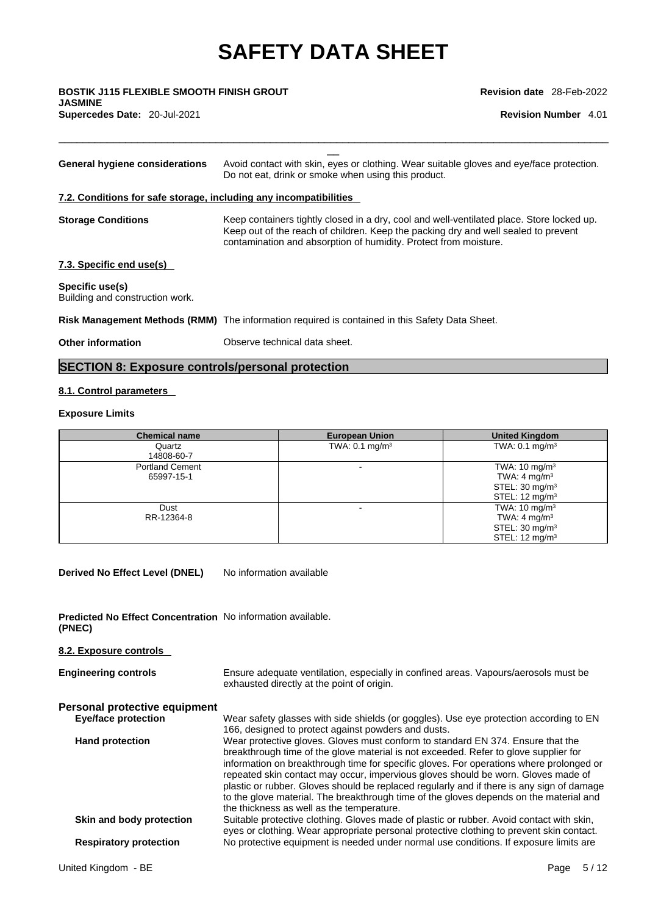**General hygiene considerations** Avoid contact with skin, eyes or clothing. Wear suitable gloves and eye/face protection. Do not eat, drink or smoke when using this product.

### 7.2. Conditions for safe storage, including any incompatibilities

**Storage Conditions** Keep containers tightly closed in a dry, cool and well-ventilated place. Store locked up. Keep out of the reach of children. Keep the packing dry and well sealed to prevent contamination and absorption of humidity. Protect from moisture.

### 7.3. Specific end use(s)

**Specific use(s)**
Building and construction work.

**Risk Management Methods (RMM)** The information required is contained in this Safety Data Sheet.

**Other information** Observe technical data sheet.

## SECTION 8: Exposure controls/personal protection

### 8.1. Control parameters

**Exposure Limits**

| Chemical name | European Union | United Kingdom |
|---|---|---|
| Quartz<br>14808-60-7 | TWA: 0.1 mg/m³ | TWA: 0.1 mg/m³ |
| Portland Cement<br>65997-15-1 | - | TWA: 10 mg/m³<br>TWA: 4 mg/m³<br>STEL: 30 mg/m³<br>STEL: 12 mg/m³ |
| Dust<br>RR-12364-8 | - | TWA: 10 mg/m³<br>TWA: 4 mg/m³<br>STEL: 30 mg/m³<br>STEL: 12 mg/m³ |

**Derived No Effect Level (DNEL)** No information available

**Predicted No Effect Concentration (PNEC)** No information available.

### 8.2. Exposure controls

**Engineering controls** Ensure adequate ventilation, especially in confined areas. Vapours/aerosols must be exhausted directly at the point of origin.

**Personal protective equipment**

**Eye/face protection** Wear safety glasses with side shields (or goggles). Use eye protection according to EN 166, designed to protect against powders and dusts.

**Hand protection** Wear protective gloves. Gloves must conform to standard EN 374. Ensure that the breakthrough time of the glove material is not exceeded. Refer to glove supplier for information on breakthrough time for specific gloves. For operations where prolonged or repeated skin contact may occur, impervious gloves should be worn. Gloves made of plastic or rubber. Gloves should be replaced regularly and if there is any sign of damage to the glove material. The breakthrough time of the gloves depends on the material and the thickness as well as the temperature.

**Skin and body protection** Suitable protective clothing. Gloves made of plastic or rubber. Avoid contact with skin, eyes or clothing. Wear appropriate personal protective clothing to prevent skin contact.

**Respiratory protection** No protective equipment is needed under normal use conditions. If exposure limits are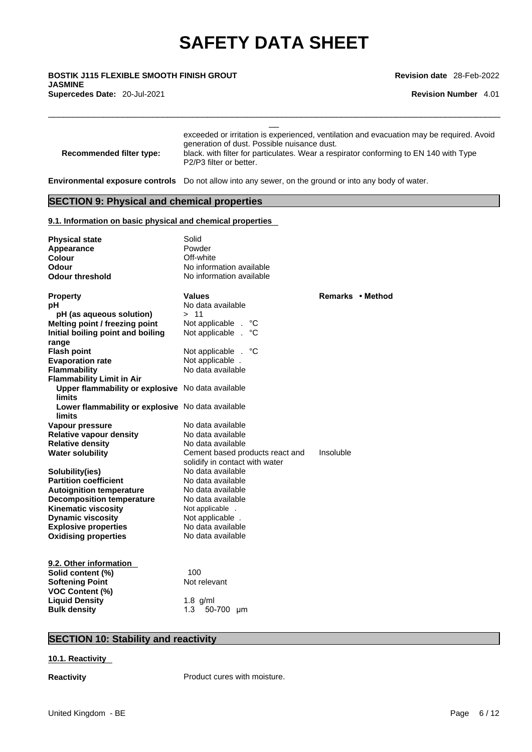| | |
|---|---|
| | exceeded or irritation is experienced, ventilation and evacuation may be required. Avoid generation of dust. Possible nuisance dust. |
| **Recommended filter type:** | black. with filter for particulates. Wear a respirator conforming to EN 140 with Type P2/P3 filter or better. |

**Environmental exposure controls** Do not allow into any sewer, on the ground or into any body of water.

## SECTION 9: Physical and chemical properties

### 9.1. Information on basic physical and chemical properties

| | |
|---|---|
| **Physical state** | Solid |
| **Appearance** | Powder |
| **Colour** | Off-white |
| **Odour** | No information available |
| **Odour threshold** | No information available |

| **Property** | **Values** | **Remarks • Method** |
|---|---|---|
| **pH** | No data available | |
| **pH (as aqueous solution)** | > 11 | |
| **Melting point / freezing point** | Not applicable . °C | |
| **Initial boiling point and boiling range** | Not applicable . °C | |
| **Flash point** | Not applicable . °C | |
| **Evaporation rate** | Not applicable . | |
| **Flammability** | No data available | |
| **Flammability Limit in Air** | | |
| **Upper flammability or explosive limits** | No data available | |
| **Lower flammability or explosive limits** | No data available | |
| **Vapour pressure** | No data available | |
| **Relative vapour density** | No data available | |
| **Relative density** | No data available | |
| **Water solubility** | Cement based products react and solidify in contact with water | Insoluble |
| **Solubility(ies)** | No data available | |
| **Partition coefficient** | No data available | |
| **Autoignition temperature** | No data available | |
| **Decomposition temperature** | No data available | |
| **Kinematic viscosity** | Not applicable . | |
| **Dynamic viscosity** | Not applicable . | |
| **Explosive properties** | No data available | |
| **Oxidising properties** | No data available | |

### 9.2. Other information

| | |
|---|---|
| **Solid content (%)** | 100 |
| **Softening Point** | Not relevant |
| **VOC Content (%)** | |
| **Liquid Density** | 1.8 g/ml |
| **Bulk density** | 1.3 50-700 µm |

## SECTION 10: Stability and reactivity

### 10.1. Reactivity

**Reactivity** Product cures with moisture.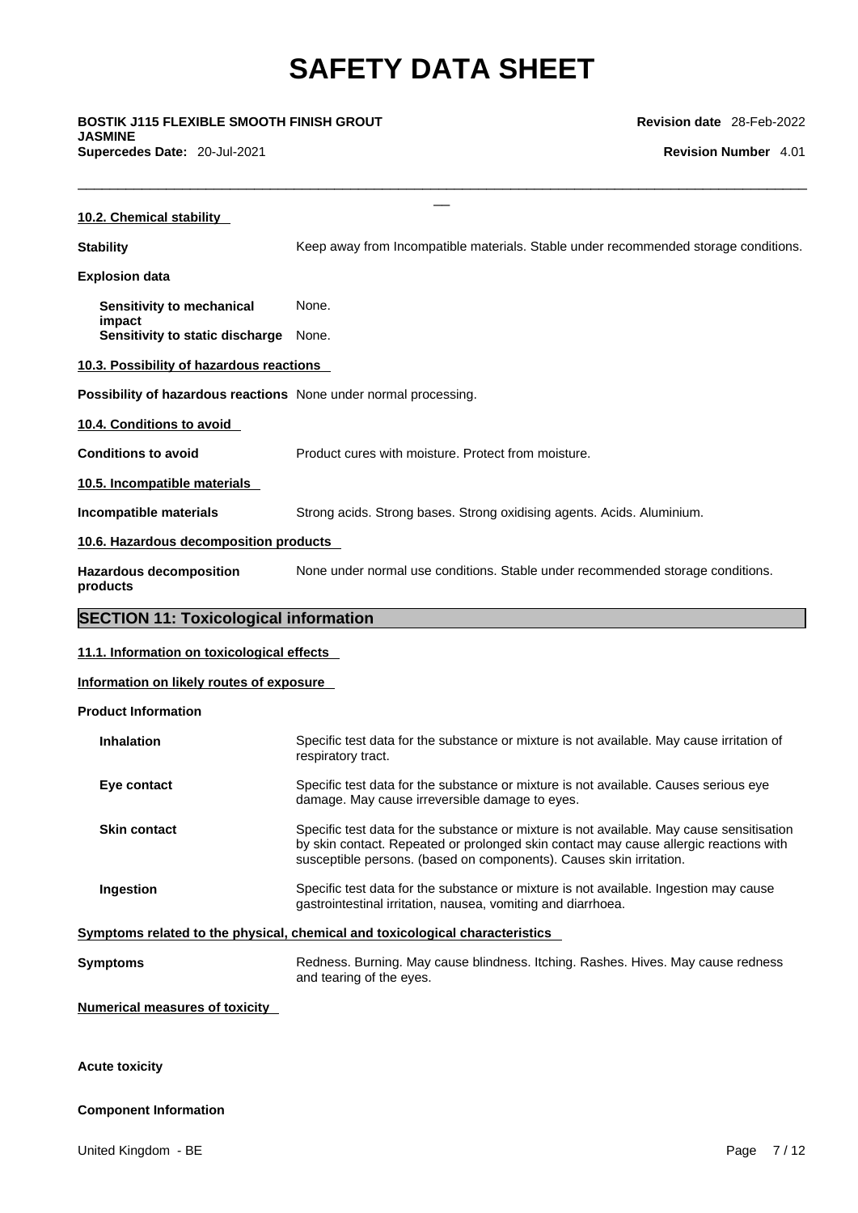#### 10.2. Chemical stability

**Stability** Keep away from Incompatible materials. Stable under recommended storage conditions.

**Explosion data**

**Sensitivity to mechanical impact** None.

**Sensitivity to static discharge** None.

#### 10.3. Possibility of hazardous reactions

**Possibility of hazardous reactions** None under normal processing.

#### 10.4. Conditions to avoid

**Conditions to avoid** Product cures with moisture. Protect from moisture.

#### 10.5. Incompatible materials

**Incompatible materials** Strong acids. Strong bases. Strong oxidising agents. Acids. Aluminium.

#### 10.6. Hazardous decomposition products

**Hazardous decomposition products** None under normal use conditions. Stable under recommended storage conditions.

## SECTION 11: Toxicological information

#### 11.1. Information on toxicological effects

#### Information on likely routes of exposure

**Product Information**

**Inhalation** Specific test data for the substance or mixture is not available. May cause irritation of respiratory tract.

**Eye contact** Specific test data for the substance or mixture is not available. Causes serious eye damage. May cause irreversible damage to eyes.

**Skin contact** Specific test data for the substance or mixture is not available. May cause sensitisation by skin contact. Repeated or prolonged skin contact may cause allergic reactions with susceptible persons. (based on components). Causes skin irritation.

**Ingestion** Specific test data for the substance or mixture is not available. Ingestion may cause gastrointestinal irritation, nausea, vomiting and diarrhoea.

#### Symptoms related to the physical, chemical and toxicological characteristics

**Symptoms** Redness. Burning. May cause blindness. Itching. Rashes. Hives. May cause redness and tearing of the eyes.

#### Numerical measures of toxicity

**Acute toxicity**

**Component Information**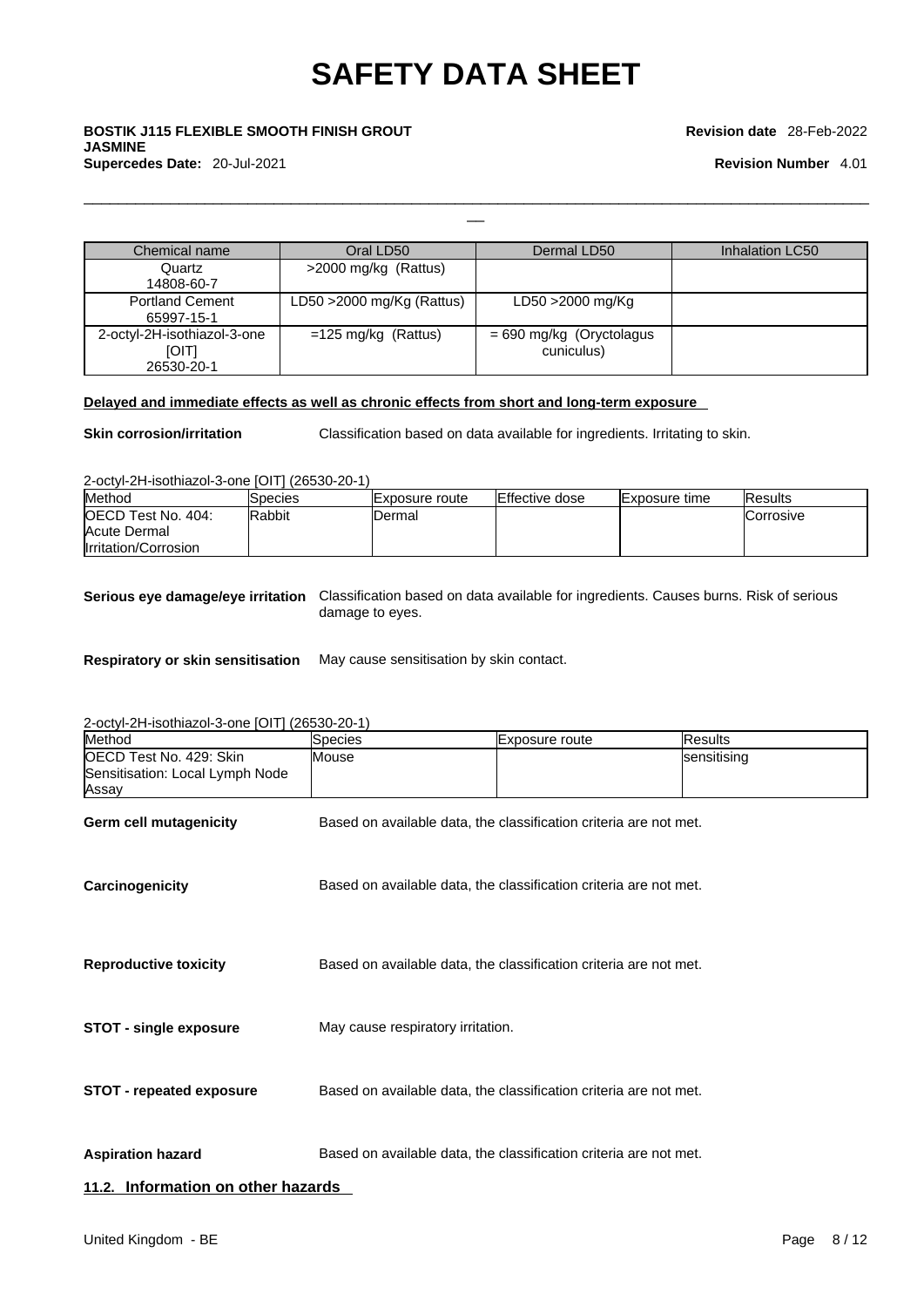| Chemical name | Oral LD50 | Dermal LD50 | Inhalation LC50 |
|---|---|---|---|
| Quartz<br>14808-60-7 | >2000 mg/kg (Rattus) | | |
| Portland Cement<br>65997-15-1 | LD50 >2000 mg/Kg (Rattus) | LD50 >2000 mg/Kg | |
| 2-octyl-2H-isothiazol-3-one [OIT]<br>26530-20-1 | =125 mg/kg (Rattus) | = 690 mg/kg (Oryctolagus cuniculus) | |

**Delayed and immediate effects as well as chronic effects from short and long-term exposure**

**Skin corrosion/irritation** Classification based on data available for ingredients. Irritating to skin.

2-octyl-2H-isothiazol-3-one [OIT] (26530-20-1)

| Method | Species | Exposure route | Effective dose | Exposure time | Results |
|---|---|---|---|---|---|
| OECD Test No. 404: Acute Dermal Irritation/Corrosion | Rabbit | Dermal | | | Corrosive |

**Serious eye damage/eye irritation** Classification based on data available for ingredients. Causes burns. Risk of serious damage to eyes.

**Respiratory or skin sensitisation** May cause sensitisation by skin contact.

2-octyl-2H-isothiazol-3-one [OIT] (26530-20-1)

| Method | Species | Exposure route | Results |
|---|---|---|---|
| OECD Test No. 429: Skin Sensitisation: Local Lymph Node Assay | Mouse | | sensitising |

**Germ cell mutagenicity** Based on available data, the classification criteria are not met.

**Carcinogenicity** Based on available data, the classification criteria are not met.

**Reproductive toxicity** Based on available data, the classification criteria are not met.

**STOT - single exposure** May cause respiratory irritation.

**STOT - repeated exposure** Based on available data, the classification criteria are not met.

**Aspiration hazard** Based on available data, the classification criteria are not met.

## 11.2. Information on other hazards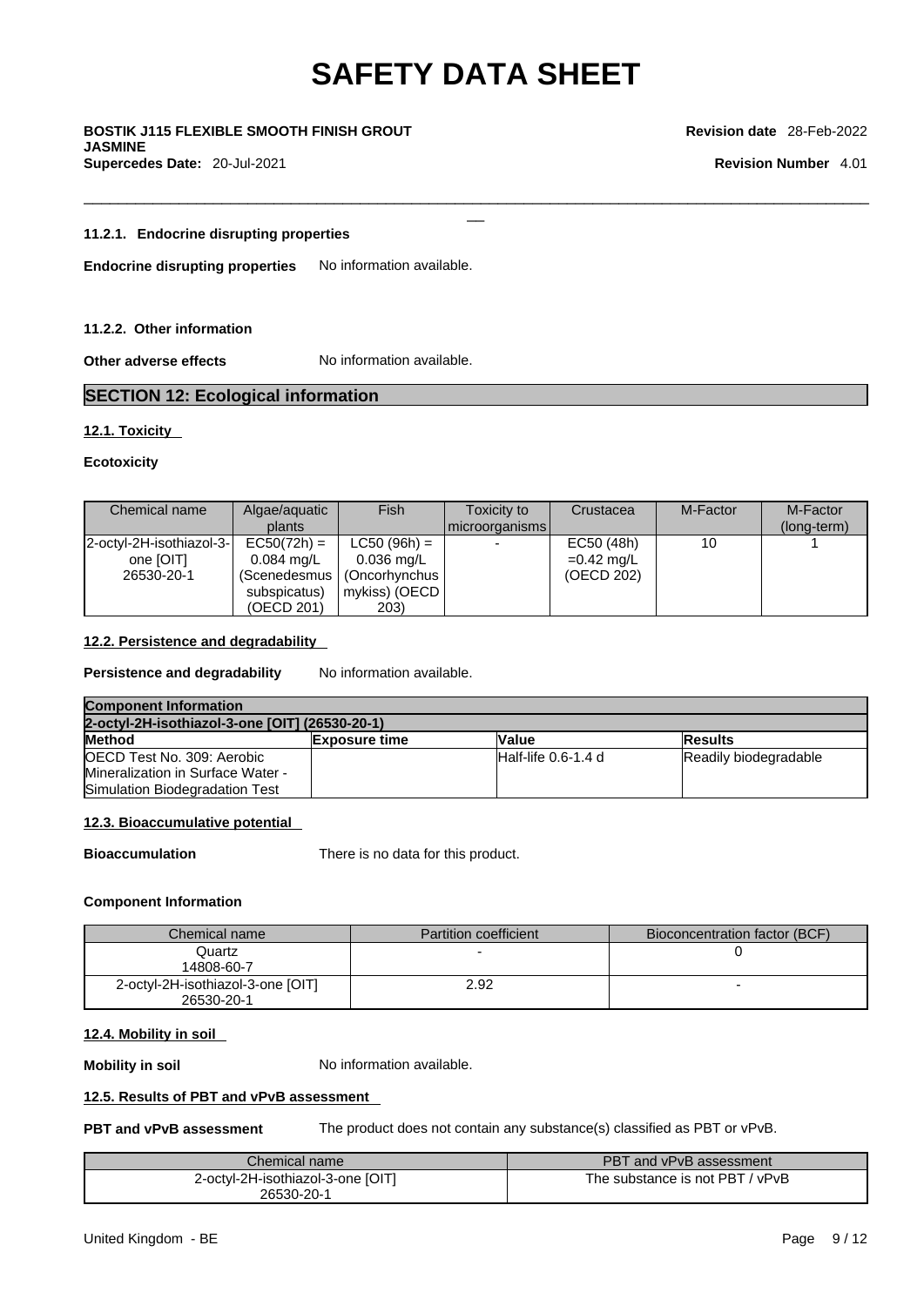#### 11.2.1. Endocrine disrupting properties

**Endocrine disrupting properties** No information available.

#### 11.2.2. Other information

**Other adverse effects** No information available.

## SECTION 12: Ecological information

### 12.1. Toxicity

**Ecotoxicity**

| Chemical name | Algae/aquatic plants | Fish | Toxicity to microorganisms | Crustacea | M-Factor | M-Factor (long-term) |
|---|---|---|---|---|---|---|
| 2-octyl-2H-isothiazol-3-one [OIT] 26530-20-1 | EC50(72h) = 0.084 mg/L (Scenedesmus subspicatus) (OECD 201) | LC50 (96h) = 0.036 mg/L (Oncorhynchus mykiss) (OECD 203) | - | EC50 (48h) =0.42 mg/L (OECD 202) | 10 | 1 |

### 12.2. Persistence and degradability

**Persistence and degradability** No information available.

| Component Information | | | |
|---|---|---|---|
| **2-octyl-2H-isothiazol-3-one [OIT] (26530-20-1)** | | | |
| **Method** | **Exposure time** | **Value** | **Results** |
| OECD Test No. 309: Aerobic Mineralization in Surface Water - Simulation Biodegradation Test | | Half-life 0.6-1.4 d | Readily biodegradable |

### 12.3. Bioaccumulative potential

**Bioaccumulation** There is no data for this product.

**Component Information**

| Chemical name | Partition coefficient | Bioconcentration factor (BCF) |
|---|---|---|
| Quartz 14808-60-7 | - | 0 |
| 2-octyl-2H-isothiazol-3-one [OIT] 26530-20-1 | 2.92 | - |

### 12.4. Mobility in soil

**Mobility in soil** No information available.

### 12.5. Results of PBT and vPvB assessment

**PBT and vPvB assessment** The product does not contain any substance(s) classified as PBT or vPvB.

| Chemical name | PBT and vPvB assessment |
|---|---|
| 2-octyl-2H-isothiazol-3-one [OIT] 26530-20-1 | The substance is not PBT / vPvB |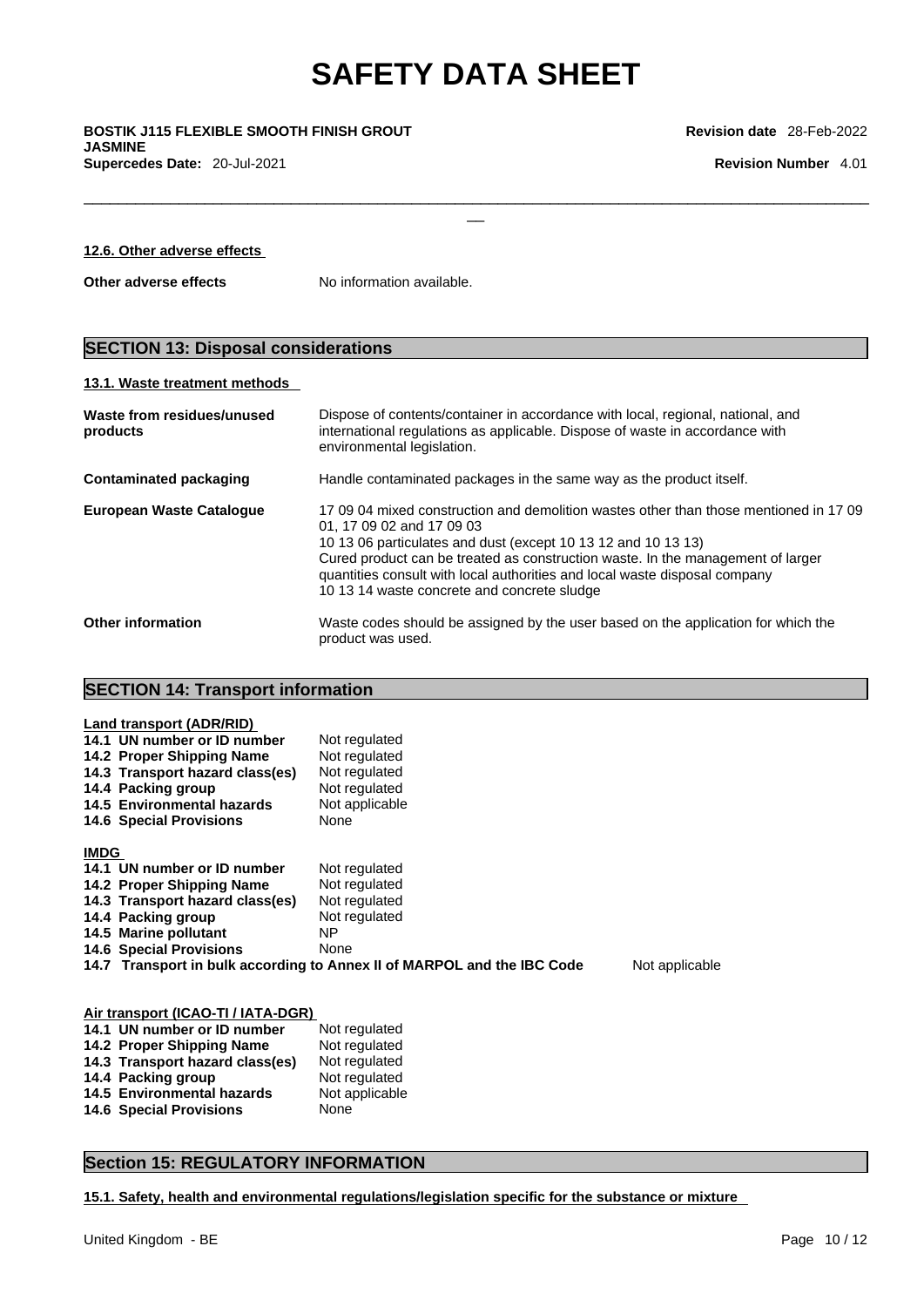#### 12.6. Other adverse effects

**Other adverse effects** No information available.

## SECTION 13: Disposal considerations

#### 13.1. Waste treatment methods

| | |
|---|---|
| **Waste from residues/unused products** | Dispose of contents/container in accordance with local, regional, national, and international regulations as applicable. Dispose of waste in accordance with environmental legislation. |
| **Contaminated packaging** | Handle contaminated packages in the same way as the product itself. |
| **European Waste Catalogue** | 17 09 04 mixed construction and demolition wastes other than those mentioned in 17 09 01, 17 09 02 and 17 09 03<br>10 13 06 particulates and dust (except 10 13 12 and 10 13 13)<br>Cured product can be treated as construction waste. In the management of larger quantities consult with local authorities and local waste disposal company<br>10 13 14 waste concrete and concrete sludge |
| **Other information** | Waste codes should be assigned by the user based on the application for which the product was used. |

## SECTION 14: Transport information

**Land transport (ADR/RID)**

| | |
|---|---|
| **14.1 UN number or ID number** | Not regulated |
| **14.2 Proper Shipping Name** | Not regulated |
| **14.3 Transport hazard class(es)** | Not regulated |
| **14.4 Packing group** | Not regulated |
| **14.5 Environmental hazards** | Not applicable |
| **14.6 Special Provisions** | None |

**IMDG**

| | |
|---|---|
| **14.1 UN number or ID number** | Not regulated |
| **14.2 Proper Shipping Name** | Not regulated |
| **14.3 Transport hazard class(es)** | Not regulated |
| **14.4 Packing group** | Not regulated |
| **14.5 Marine pollutant** | NP |
| **14.6 Special Provisions** | None |
| **14.7 Transport in bulk according to Annex II of MARPOL and the IBC Code** | Not applicable |

**Air transport (ICAO-TI / IATA-DGR)**

| | |
|---|---|
| **14.1 UN number or ID number** | Not regulated |
| **14.2 Proper Shipping Name** | Not regulated |
| **14.3 Transport hazard class(es)** | Not regulated |
| **14.4 Packing group** | Not regulated |
| **14.5 Environmental hazards** | Not applicable |
| **14.6 Special Provisions** | None |

## Section 15: REGULATORY INFORMATION

#### 15.1. Safety, health and environmental regulations/legislation specific for the substance or mixture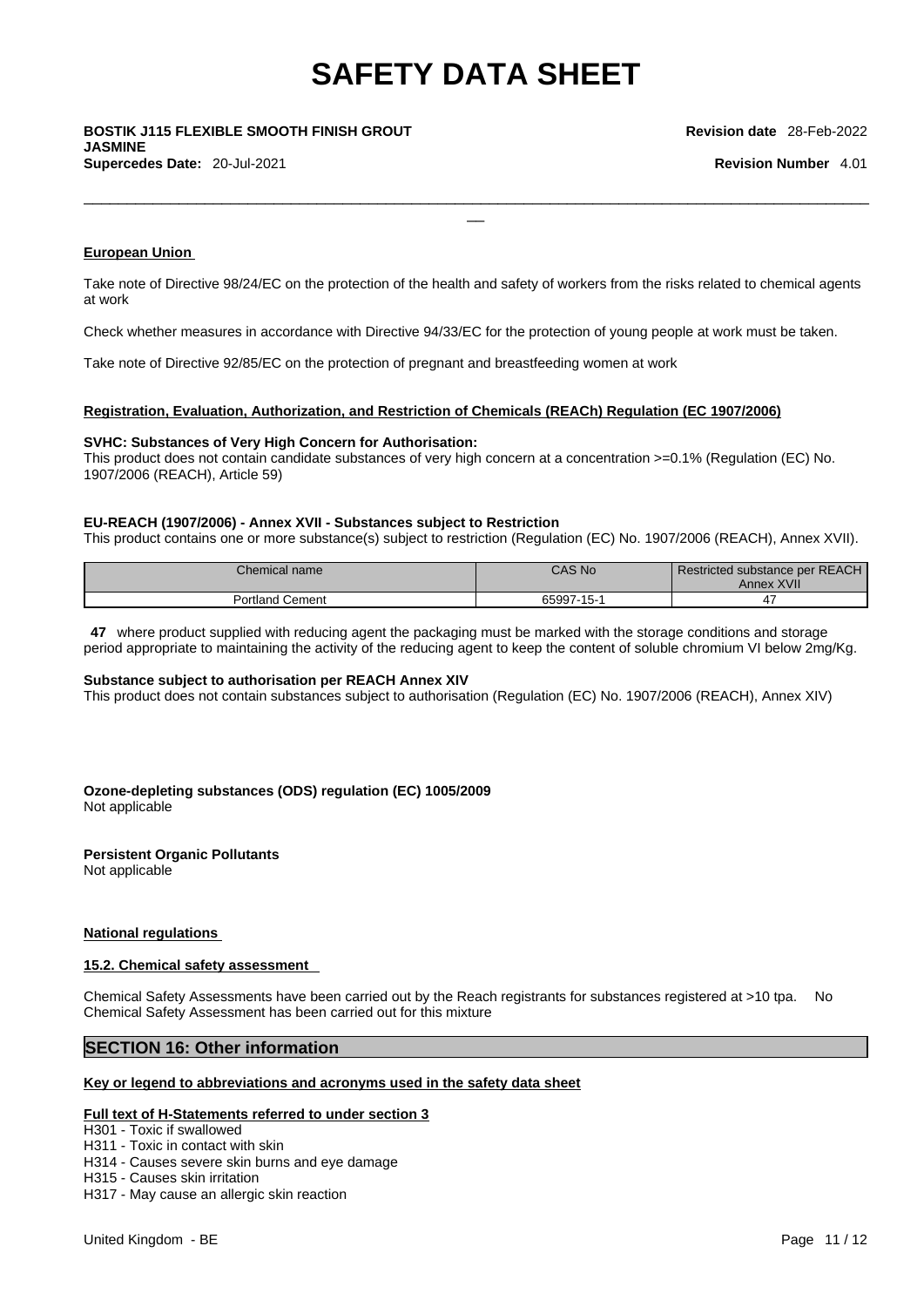#### European Union

Take note of Directive 98/24/EC on the protection of the health and safety of workers from the risks related to chemical agents at work

Check whether measures in accordance with Directive 94/33/EC for the protection of young people at work must be taken.

Take note of Directive 92/85/EC on the protection of pregnant and breastfeeding women at work

#### Registration, Evaluation, Authorization, and Restriction of Chemicals (REACh) Regulation (EC 1907/2006)

**SVHC: Substances of Very High Concern for Authorisation:**
This product does not contain candidate substances of very high concern at a concentration >=0.1% (Regulation (EC) No. 1907/2006 (REACH), Article 59)

**EU-REACH (1907/2006) - Annex XVII - Substances subject to Restriction**
This product contains one or more substance(s) subject to restriction (Regulation (EC) No. 1907/2006 (REACH), Annex XVII).

| Chemical name | CAS No | Restricted substance per REACH Annex XVII |
|---|---|---|
| Portland Cement | 65997-15-1 | 47 |

**47** where product supplied with reducing agent the packaging must be marked with the storage conditions and storage period appropriate to maintaining the activity of the reducing agent to keep the content of soluble chromium VI below 2mg/Kg.

**Substance subject to authorisation per REACH Annex XIV**
This product does not contain substances subject to authorisation (Regulation (EC) No. 1907/2006 (REACH), Annex XIV)

**Ozone-depleting substances (ODS) regulation (EC) 1005/2009**
Not applicable

**Persistent Organic Pollutants**
Not applicable

#### National regulations

#### 15.2. Chemical safety assessment

Chemical Safety Assessments have been carried out by the Reach registrants for substances registered at >10 tpa. No Chemical Safety Assessment has been carried out for this mixture

## SECTION 16: Other information

#### Key or legend to abbreviations and acronyms used in the safety data sheet

#### Full text of H-Statements referred to under section 3

H301 - Toxic if swallowed
H311 - Toxic in contact with skin
H314 - Causes severe skin burns and eye damage
H315 - Causes skin irritation
H317 - May cause an allergic skin reaction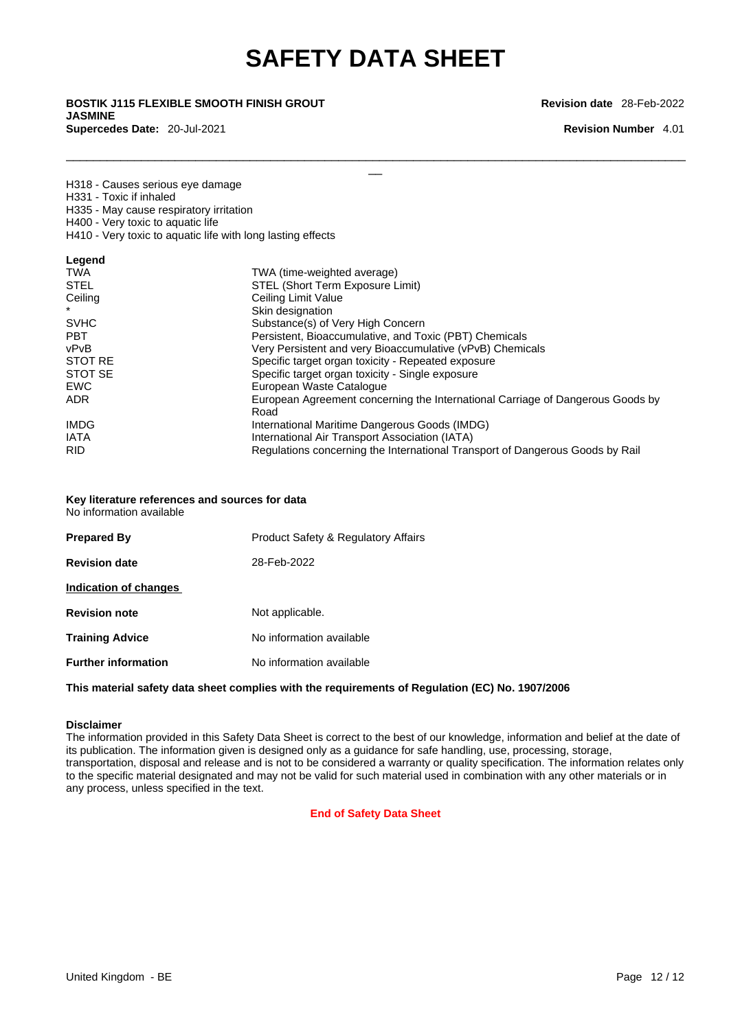H318 - Causes serious eye damage
H331 - Toxic if inhaled
H335 - May cause respiratory irritation
H400 - Very toxic to aquatic life
H410 - Very toxic to aquatic life with long lasting effects

**Legend**

| | |
|---|---|
| TWA | TWA (time-weighted average) |
| STEL | STEL (Short Term Exposure Limit) |
| Ceiling | Ceiling Limit Value |
| * | Skin designation |
| SVHC | Substance(s) of Very High Concern |
| PBT | Persistent, Bioaccumulative, and Toxic (PBT) Chemicals |
| vPvB | Very Persistent and very Bioaccumulative (vPvB) Chemicals |
| STOT RE | Specific target organ toxicity - Repeated exposure |
| STOT SE | Specific target organ toxicity - Single exposure |
| EWC | European Waste Catalogue |
| ADR | European Agreement concerning the International Carriage of Dangerous Goods by Road |
| IMDG | International Maritime Dangerous Goods (IMDG) |
| IATA | International Air Transport Association (IATA) |
| RID | Regulations concerning the International Transport of Dangerous Goods by Rail |

**Key literature references and sources for data**
No information available

| | |
|---|---|
| **Prepared By** | Product Safety & Regulatory Affairs |
| **Revision date** | 28-Feb-2022 |

**Indication of changes**

| | |
|---|---|
| **Revision note** | Not applicable. |
| **Training Advice** | No information available |
| **Further information** | No information available |

**This material safety data sheet complies with the requirements of Regulation (EC) No. 1907/2006**

**Disclaimer**
The information provided in this Safety Data Sheet is correct to the best of our knowledge, information and belief at the date of its publication. The information given is designed only as a guidance for safe handling, use, processing, storage, transportation, disposal and release and is not to be considered a warranty or quality specification. The information relates only to the specific material designated and may not be valid for such material used in combination with any other materials or in any process, unless specified in the text.

**End of Safety Data Sheet**